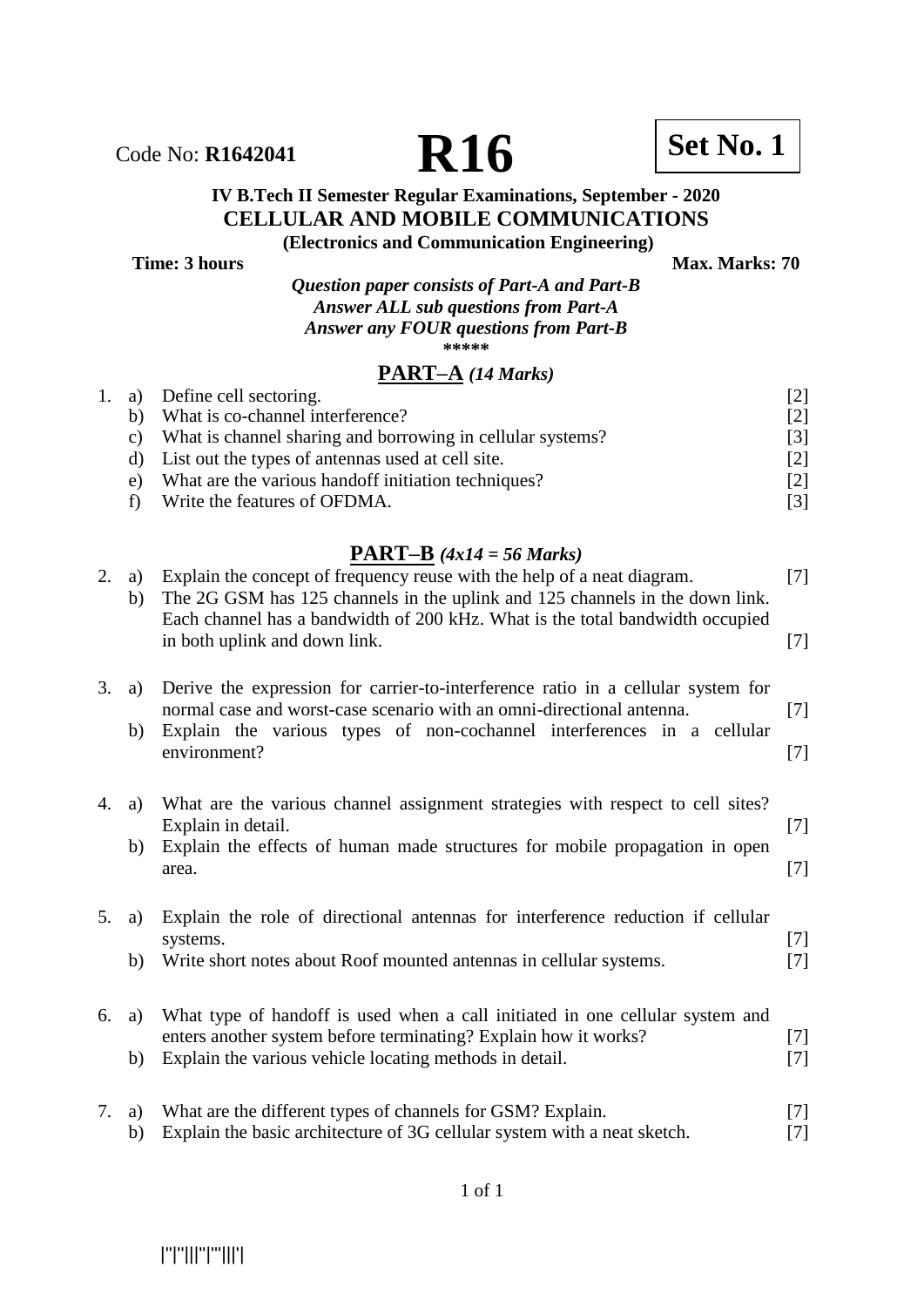Code No: **R1642041** **R16** **Set No. 1**

**IV B.Tech II Semester Regular Examinations, September - 2020**
**CELLULAR AND MOBILE COMMUNICATIONS**
**(Electronics and Communication Engineering)**

**Time: 3 hours** **Max. Marks: 70**

***Question paper consists of Part-A and Part-B***
***Answer ALL sub questions from Part-A***
***Answer any FOUR questions from Part-B***

\*\*\*\*\*

## PART–A *(14 Marks)*

1. a) Define cell sectoring. [2]
   b) What is co-channel interference? [2]
   c) What is channel sharing and borrowing in cellular systems? [3]
   d) List out the types of antennas used at cell site. [2]
   e) What are the various handoff initiation techniques? [2]
   f) Write the features of OFDMA. [3]

## PART–B *(4x14 = 56 Marks)*

2. a) Explain the concept of frequency reuse with the help of a neat diagram. [7]
   b) The 2G GSM has 125 channels in the uplink and 125 channels in the down link. Each channel has a bandwidth of 200 kHz. What is the total bandwidth occupied in both uplink and down link. [7]

3. a) Derive the expression for carrier-to-interference ratio in a cellular system for normal case and worst-case scenario with an omni-directional antenna. [7]
   b) Explain the various types of non-cochannel interferences in a cellular environment? [7]

4. a) What are the various channel assignment strategies with respect to cell sites? Explain in detail. [7]
   b) Explain the effects of human made structures for mobile propagation in open area. [7]

5. a) Explain the role of directional antennas for interference reduction if cellular systems. [7]
   b) Write short notes about Roof mounted antennas in cellular systems. [7]

6. a) What type of handoff is used when a call initiated in one cellular system and enters another system before terminating? Explain how it works? [7]
   b) Explain the various vehicle locating methods in detail. [7]

7. a) What are the different types of channels for GSM? Explain. [7]
   b) Explain the basic architecture of 3G cellular system with a neat sketch. [7]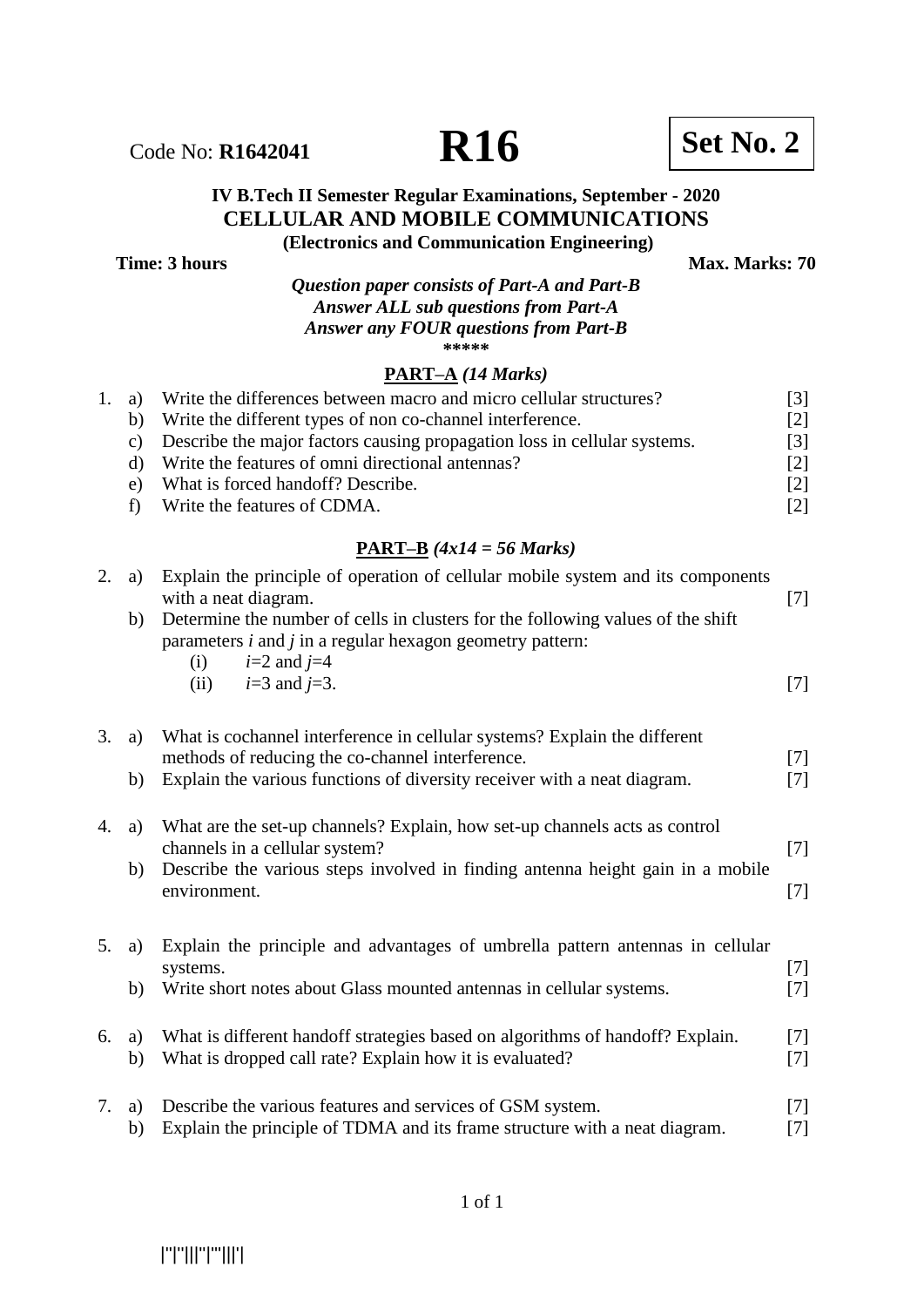Code No: **R1642041** **R16** **Set No. 2**

**IV B.Tech II Semester Regular Examinations, September - 2020**
**CELLULAR AND MOBILE COMMUNICATIONS**
**(Electronics and Communication Engineering)**

**Time: 3 hours** **Max. Marks: 70**

***Question paper consists of Part-A and Part-B***
***Answer ALL sub questions from Part-A***
***Answer any FOUR questions from Part-B***
\*\*\*\*\*

## PART–A *(14 Marks)*

1. a) Write the differences between macro and micro cellular structures? [3]
   b) Write the different types of non co-channel interference. [2]
   c) Describe the major factors causing propagation loss in cellular systems. [3]
   d) Write the features of omni directional antennas? [2]
   e) What is forced handoff? Describe. [2]
   f) Write the features of CDMA. [2]

## PART–B *(4x14 = 56 Marks)*

2. a) Explain the principle of operation of cellular mobile system and its components with a neat diagram. [7]
   b) Determine the number of cells in clusters for the following values of the shift parameters $i$ and $j$ in a regular hexagon geometry pattern:
      (i) $i$=2 and $j$=4
      (ii) $i$=3 and $j$=3. [7]

3. a) What is cochannel interference in cellular systems? Explain the different methods of reducing the co-channel interference. [7]
   b) Explain the various functions of diversity receiver with a neat diagram. [7]

4. a) What are the set-up channels? Explain, how set-up channels acts as control channels in a cellular system? [7]
   b) Describe the various steps involved in finding antenna height gain in a mobile environment. [7]

5. a) Explain the principle and advantages of umbrella pattern antennas in cellular systems. [7]
   b) Write short notes about Glass mounted antennas in cellular systems. [7]

6. a) What is different handoff strategies based on algorithms of handoff? Explain. [7]
   b) What is dropped call rate? Explain how it is evaluated? [7]

7. a) Describe the various features and services of GSM system. [7]
   b) Explain the principle of TDMA and its frame structure with a neat diagram. [7]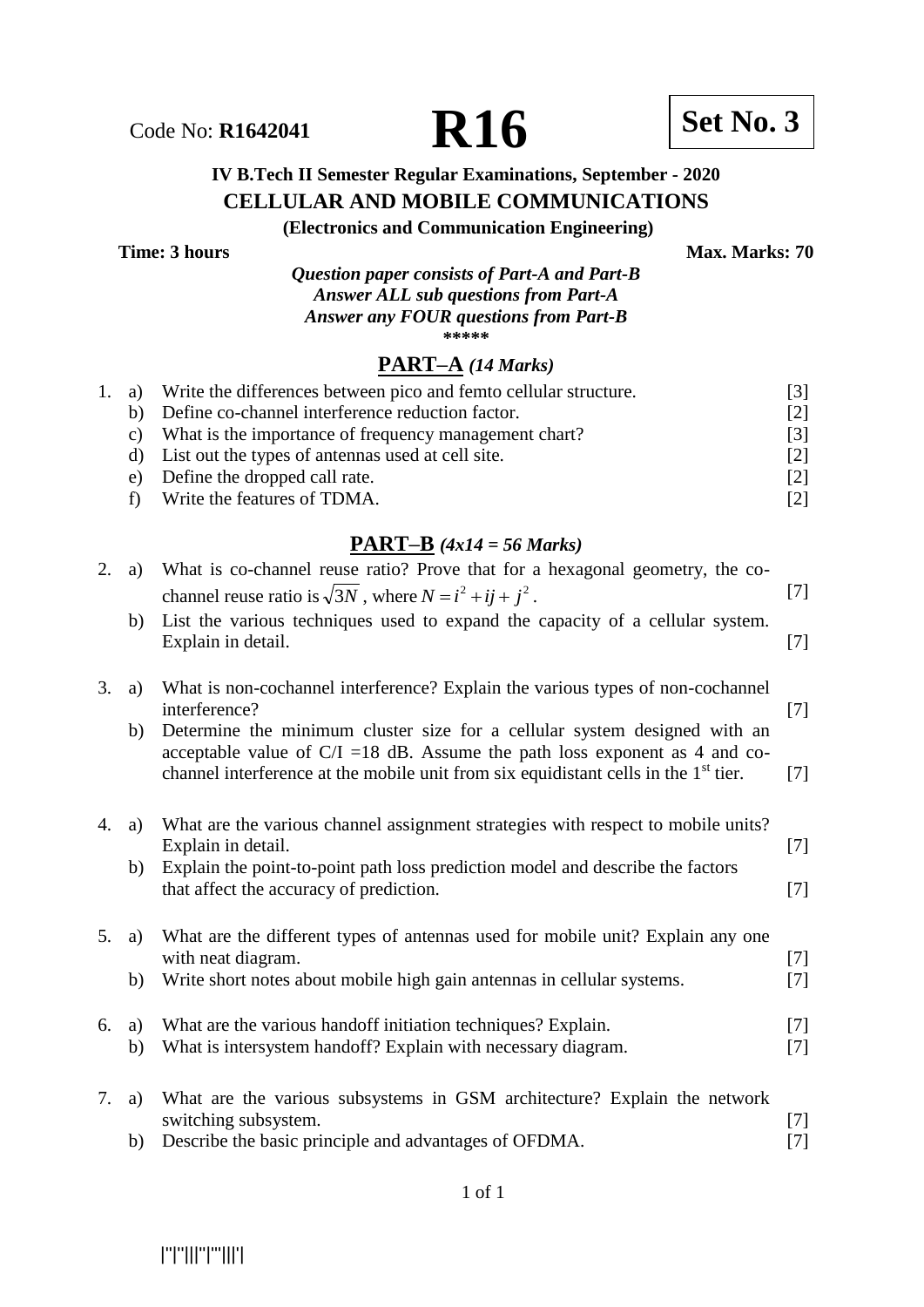Code No: **R1642041** **R16** **Set No. 3**

**IV B.Tech II Semester Regular Examinations, September - 2020**

## CELLULAR AND MOBILE COMMUNICATIONS

**(Electronics and Communication Engineering)**

**Time: 3 hours** **Max. Marks: 70**

***Question paper consists of Part-A and Part-B***
***Answer ALL sub questions from Part-A***
***Answer any FOUR questions from Part-B***

*****

## PART–A *(14 Marks)*

1. a) Write the differences between pico and femto cellular structure. [3]
   b) Define co-channel interference reduction factor. [2]
   c) What is the importance of frequency management chart? [3]
   d) List out the types of antennas used at cell site. [2]
   e) Define the dropped call rate. [2]
   f) Write the features of TDMA. [2]

## PART–B *(4x14 = 56 Marks)*

2. a) What is co-channel reuse ratio? Prove that for a hexagonal geometry, the co-channel reuse ratio is $\sqrt{3N}$, where $N = i^2 + ij + j^2$. [7]
   b) List the various techniques used to expand the capacity of a cellular system. Explain in detail. [7]

3. a) What is non-cochannel interference? Explain the various types of non-cochannel interference? [7]
   b) Determine the minimum cluster size for a cellular system designed with an acceptable value of C/I =18 dB. Assume the path loss exponent as 4 and co-channel interference at the mobile unit from six equidistant cells in the 1st tier. [7]

4. a) What are the various channel assignment strategies with respect to mobile units? Explain in detail. [7]
   b) Explain the point-to-point path loss prediction model and describe the factors that affect the accuracy of prediction. [7]

5. a) What are the different types of antennas used for mobile unit? Explain any one with neat diagram. [7]
   b) Write short notes about mobile high gain antennas in cellular systems. [7]

6. a) What are the various handoff initiation techniques? Explain. [7]
   b) What is intersystem handoff? Explain with necessary diagram. [7]

7. a) What are the various subsystems in GSM architecture? Explain the network switching subsystem. [7]
   b) Describe the basic principle and advantages of OFDMA. [7]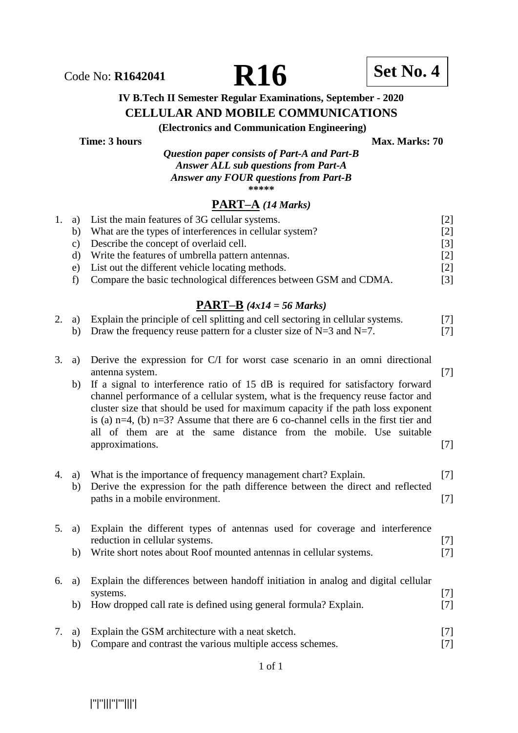Code No: **R1642041** **R16** **Set No. 4**

**IV B.Tech II Semester Regular Examinations, September - 2020**

## CELLULAR AND MOBILE COMMUNICATIONS

**(Electronics and Communication Engineering)**

**Time: 3 hours** **Max. Marks: 70**

*Question paper consists of Part-A and Part-B*
*Answer ALL sub questions from Part-A*
*Answer any FOUR questions from Part-B*

\*\*\*\*\*

## PART–A *(14 Marks)*

1. a) List the main features of 3G cellular systems. [2]
   b) What are the types of interferences in cellular system? [2]
   c) Describe the concept of overlaid cell. [3]
   d) Write the features of umbrella pattern antennas. [2]
   e) List out the different vehicle locating methods. [2]
   f) Compare the basic technological differences between GSM and CDMA. [3]

## PART–B *(4x14 = 56 Marks)*

2. a) Explain the principle of cell splitting and cell sectoring in cellular systems. [7]
   b) Draw the frequency reuse pattern for a cluster size of N=3 and N=7. [7]

3. a) Derive the expression for C/I for worst case scenario in an omni directional antenna system. [7]
   b) If a signal to interference ratio of 15 dB is required for satisfactory forward channel performance of a cellular system, what is the frequency reuse factor and cluster size that should be used for maximum capacity if the path loss exponent is (a) n=4, (b) n=3? Assume that there are 6 co-channel cells in the first tier and all of them are at the same distance from the mobile. Use suitable approximations. [7]

4. a) What is the importance of frequency management chart? Explain. [7]
   b) Derive the expression for the path difference between the direct and reflected paths in a mobile environment. [7]

5. a) Explain the different types of antennas used for coverage and interference reduction in cellular systems. [7]
   b) Write short notes about Roof mounted antennas in cellular systems. [7]

6. a) Explain the differences between handoff initiation in analog and digital cellular systems. [7]
   b) How dropped call rate is defined using general formula? Explain. [7]

7. a) Explain the GSM architecture with a neat sketch. [7]
   b) Compare and contrast the various multiple access schemes. [7]